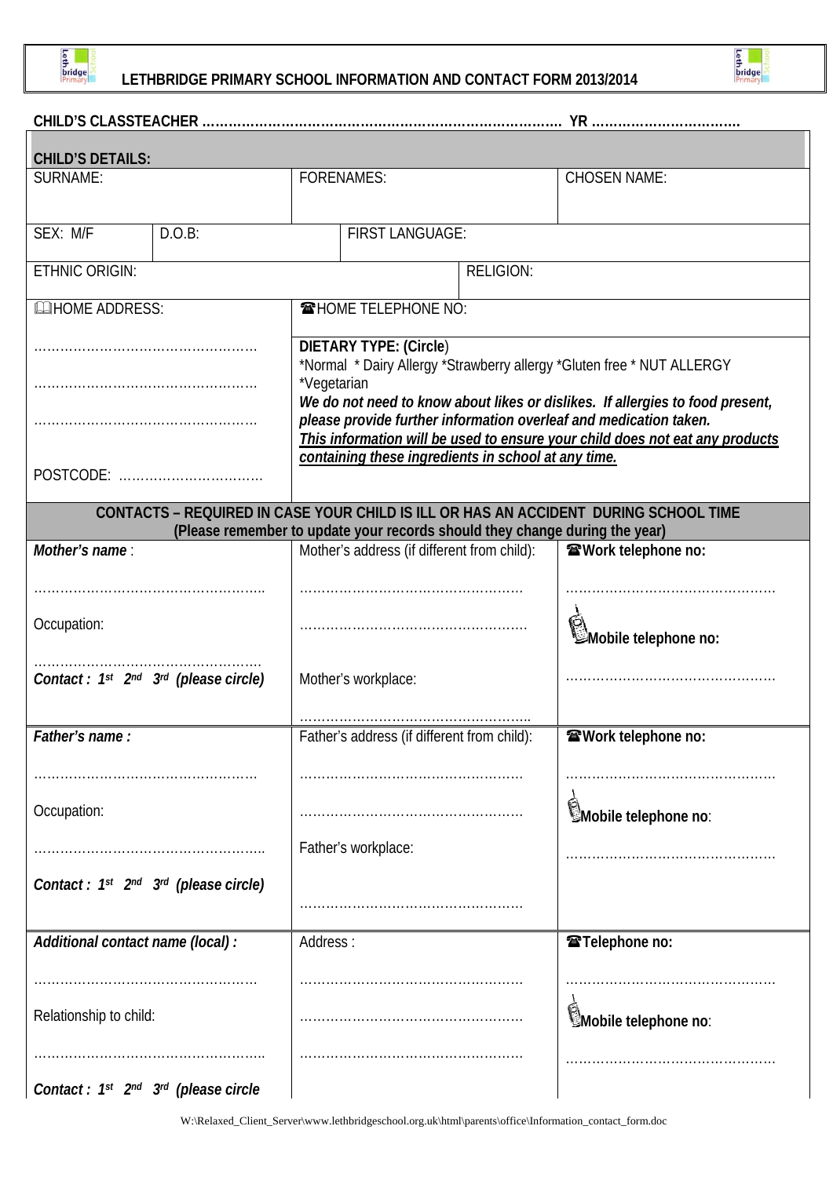# LETHBRIDGE PRIMARY SCHOOL INFORMATION AND CONTACT FORM 2013/2014

**CHILD'S CLASSTEACHER ……………………………………………………………………… YR ……………………………**

| **CHILD'S DETAILS:** | | |
|---|---|---|
| SURNAME: | FORENAMES: | CHOSEN NAME: |
| SEX: M/F &nbsp;&nbsp; D.O.B: | FIRST LANGUAGE: | |
| ETHNIC ORIGIN: | RELIGION: | |
| HOME ADDRESS:<br><br>……………………………………………<br>……………………………………………<br>……………………………………………<br><br>POSTCODE: …………………………… | HOME TELEPHONE NO:<br><br>**DIETARY TYPE: (Circle)**<br>*Normal * Dairy Allergy *Strawberry allergy *Gluten free * NUT ALLERGY *Vegetarian<br>***We do not need to know about likes or dislikes. If allergies to food present, please provide further information overleaf and medication taken.***<br>***<u>This information will be used to ensure your child does not eat any products containing these ingredients in school at any time.</u>*** | |

**CONTACTS – REQUIRED IN CASE YOUR CHILD IS ILL OR HAS AN ACCIDENT DURING SCHOOL TIME**
**(Please remember to update your records should they change during the year)**

| | | |
|---|---|---|
| ***Mother's name*** :<br><br>……………………………………………..<br><br>Occupation:<br><br>……………………………………………<br>***Contact : 1st 2nd 3rd (please circle)*** | Mother's address (if different from child):<br><br>……………………………………………<br>……………………………………………<br><br>Mother's workplace:<br><br>…………………………………………….. | **Work telephone no:**<br><br>…………………………………………<br><br>**Mobile telephone no:**<br><br>………………………………………… |
| ***Father's name :***<br><br>……………………………………………<br><br>Occupation:<br><br>……………………………………………..<br><br>***Contact : 1st 2nd 3rd (please circle)*** | Father's address (if different from child):<br><br>……………………………………………<br>……………………………………………<br><br>Father's workplace:<br><br>…………………………………………… | **Work telephone no:**<br><br>…………………………………………<br><br>**Mobile telephone no**:<br><br>………………………………………… |
| ***Additional contact name (local) :***<br><br>……………………………………………<br><br>Relationship to child:<br><br>……………………………………………..<br><br>***Contact : 1st 2nd 3rd (please circle*** | Address :<br><br>……………………………………………<br>……………………………………………<br>…………………………………………… | **Telephone no:**<br><br>…………………………………………<br><br>**Mobile telephone no**:<br><br>………………………………………… |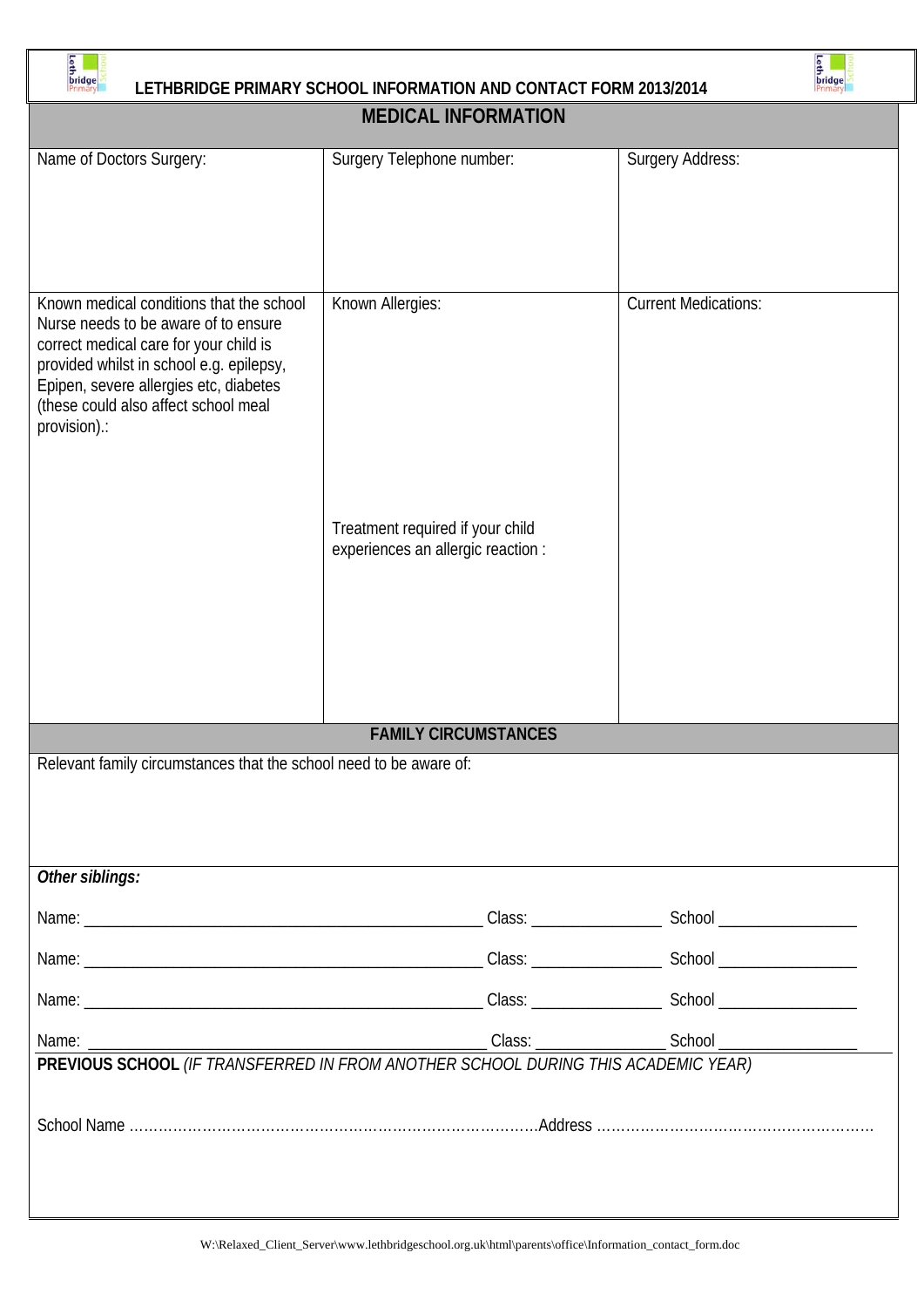# LETHBRIDGE PRIMARY SCHOOL INFORMATION AND CONTACT FORM 2013/2014

## MEDICAL INFORMATION

| Name of Doctors Surgery: | Surgery Telephone number: | Surgery Address: |
|---|---|---|
| Known medical conditions that the school Nurse needs to be aware of to ensure correct medical care for your child is provided whilst in school e.g. epilepsy, Epipen, severe allergies etc, diabetes (these could also affect school meal provision).: | Known Allergies:<br><br>Treatment required if your child experiences an allergic reaction : | Current Medications: |

## FAMILY CIRCUMSTANCES

Relevant family circumstances that the school need to be aware of:

***Other siblings:***

Name: ______________________________ Class: ______________ School ______________

Name: ______________________________ Class: ______________ School ______________

Name: ______________________________ Class: ______________ School ______________

Name: ______________________________ Class: ______________ School ______________

**PREVIOUS SCHOOL** *(IF TRANSFERRED IN FROM ANOTHER SCHOOL DURING THIS ACADEMIC YEAR)*

School Name …………………………………………………………………………Address …………………………………………………

W:\Relaxed_Client_Server\www.lethbridgeschool.org.uk\html\parents\office\Information_contact_form.doc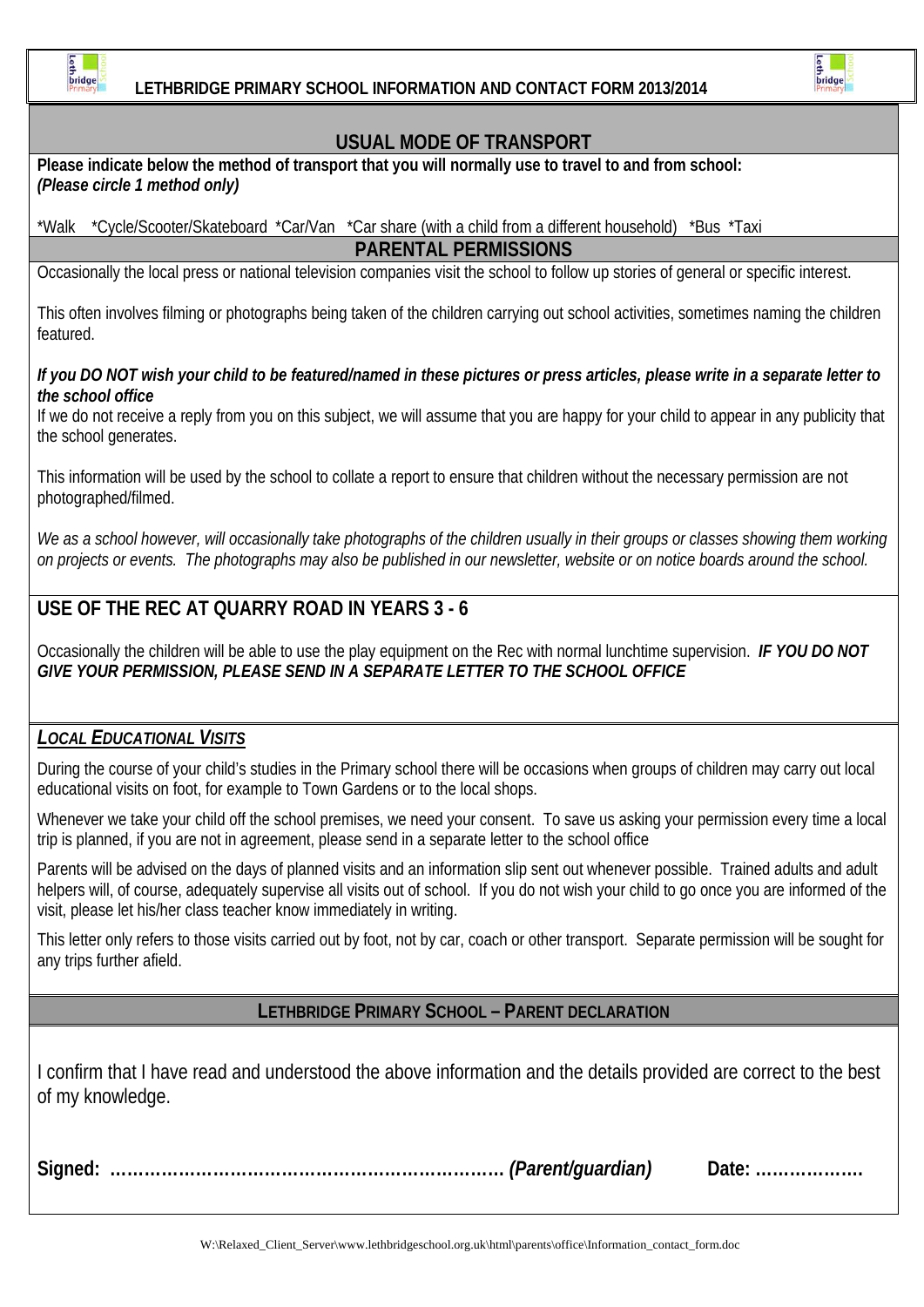**LETHBRIDGE PRIMARY SCHOOL INFORMATION AND CONTACT FORM 2013/2014**

## USUAL MODE OF TRANSPORT

**Please indicate below the method of transport that you will normally use to travel to and from school:**
***(Please circle 1 method only)***

*Walk *Cycle/Scooter/Skateboard *Car/Van *Car share (with a child from a different household) *Bus *Taxi

## PARENTAL PERMISSIONS

Occasionally the local press or national television companies visit the school to follow up stories of general or specific interest.

This often involves filming or photographs being taken of the children carrying out school activities, sometimes naming the children featured.

***If you DO NOT wish your child to be featured/named in these pictures or press articles, please write in a separate letter to the school office***

If we do not receive a reply from you on this subject, we will assume that you are happy for your child to appear in any publicity that the school generates.

This information will be used by the school to collate a report to ensure that children without the necessary permission are not photographed/filmed.

*We as a school however, will occasionally take photographs of the children usually in their groups or classes showing them working on projects or events. The photographs may also be published in our newsletter, website or on notice boards around the school.*

## USE OF THE REC AT QUARRY ROAD IN YEARS 3 - 6

Occasionally the children will be able to use the play equipment on the Rec with normal lunchtime supervision. ***IF YOU DO NOT GIVE YOUR PERMISSION, PLEASE SEND IN A SEPARATE LETTER TO THE SCHOOL OFFICE***

## ***LOCAL EDUCATIONAL VISITS***

During the course of your child's studies in the Primary school there will be occasions when groups of children may carry out local educational visits on foot, for example to Town Gardens or to the local shops.

Whenever we take your child off the school premises, we need your consent. To save us asking your permission every time a local trip is planned, if you are not in agreement, please send in a separate letter to the school office

Parents will be advised on the days of planned visits and an information slip sent out whenever possible. Trained adults and adult helpers will, of course, adequately supervise all visits out of school. If you do not wish your child to go once you are informed of the visit, please let his/her class teacher know immediately in writing.

This letter only refers to those visits carried out by foot, not by car, coach or other transport. Separate permission will be sought for any trips further afield.

## LETHBRIDGE PRIMARY SCHOOL – PARENT DECLARATION

I confirm that I have read and understood the above information and the details provided are correct to the best of my knowledge.

**Signed: ………………………………………………………… *(Parent/guardian)*  Date: ………………**

W:\Relaxed_Client_Server\www.lethbridgeschool.org.uk\html\parents\office\Information_contact_form.doc